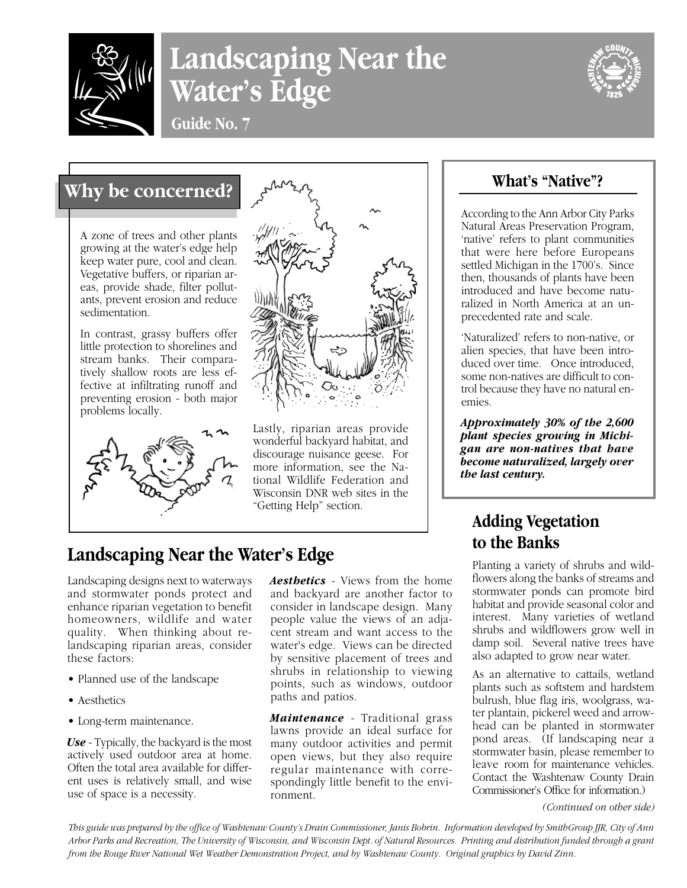# Landscaping Near the Water's Edge

**Guide No. 7**

## Why be concerned?

A zone of trees and other plants growing at the water's edge help keep water pure, cool and clean. Vegetative buffers, or riparian areas, provide shade, filter pollutants, prevent erosion and reduce sedimentation.

In contrast, grassy buffers offer little protection to shorelines and stream banks. Their comparatively shallow roots are less effective at infiltrating runoff and preventing erosion - both major problems locally.

Lastly, riparian areas provide wonderful backyard habitat, and discourage nuisance geese. For more information, see the National Wildlife Federation and Wisconsin DNR web sites in the "Getting Help" section.

## What's "Native"?

According to the Ann Arbor City Parks Natural Areas Preservation Program, 'native' refers to plant communities that were here before Europeans settled Michigan in the 1700's. Since then, thousands of plants have been introduced and have become naturalized in North America at an unprecedented rate and scale.

'Naturalized' refers to non-native, or alien species, that have been introduced over time. Once introduced, some non-natives are difficult to control because they have no natural enemies.

***Approximately 30% of the 2,600 plant species growing in Michigan are non-natives that have become naturalized, largely over the last century.***

## Landscaping Near the Water's Edge

Landscaping designs next to waterways and stormwater ponds protect and enhance riparian vegetation to benefit homeowners, wildlife and water quality. When thinking about re-landscaping riparian areas, consider these factors:

- Planned use of the landscape
- Aesthetics
- Long-term maintenance.

***Use*** - Typically, the backyard is the most actively used outdoor area at home. Often the total area available for different uses is relatively small, and wise use of space is a necessity.

***Aesthetics*** - Views from the home and backyard are another factor to consider in landscape design. Many people value the views of an adjacent stream and want access to the water's edge. Views can be directed by sensitive placement of trees and shrubs in relationship to viewing points, such as windows, outdoor paths and patios.

***Maintenance*** - Traditional grass lawns provide an ideal surface for many outdoor activities and permit open views, but they also require regular maintenance with correspondingly little benefit to the environment.

## Adding Vegetation to the Banks

Planting a variety of shrubs and wildflowers along the banks of streams and stormwater ponds can promote bird habitat and provide seasonal color and interest. Many varieties of wetland shrubs and wildflowers grow well in damp soil. Several native trees have also adapted to grow near water.

As an alternative to cattails, wetland plants such as softstem and hardstem bulrush, blue flag iris, woolgrass, water plantain, pickerel weed and arrowhead can be planted in stormwater pond areas. (If landscaping near a stormwater basin, please remember to leave room for maintenance vehicles. Contact the Washtenaw County Drain Commissioner's Office for information.)

*(Continued on other side)*

*This guide was prepared by the office of Washtenaw County's Drain Commissioner, Janis Bobrin. Information developed by SmithGroup JJR, City of Ann Arbor Parks and Recreation, The University of Wisconsin, and Wisconsin Dept. of Natural Resources. Printing and distribution funded through a grant from the Rouge River National Wet Weather Demonstration Project, and by Washtenaw County. Original graphics by David Zinn.*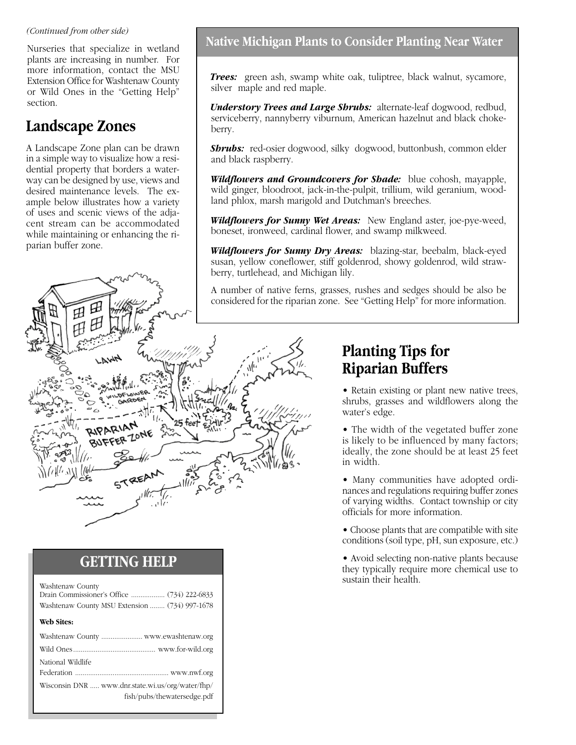*(Continued from other side)*

Nurseries that specialize in wetland plants are increasing in number. For more information, contact the MSU Extension Office for Washtenaw County or Wild Ones in the "Getting Help" section.

## Landscape Zones

A Landscape Zone plan can be drawn in a simple way to visualize how a residential property that borders a waterway can be designed by use, views and desired maintenance levels. The example below illustrates how a variety of uses and scenic views of the adjacent stream can be accommodated while maintaining or enhancing the riparian buffer zone.

LAWN

WILDFLOWER GARDEN

RIPARIAN BUFFER ZONE

25 feet

STREAM

## Native Michigan Plants to Consider Planting Near Water

***Trees:*** green ash, swamp white oak, tuliptree, black walnut, sycamore, silver maple and red maple.

***Understory Trees and Large Shrubs:*** alternate-leaf dogwood, redbud, serviceberry, nannyberry viburnum, American hazelnut and black chokeberry.

***Shrubs:*** red-osier dogwood, silky dogwood, buttonbush, common elder and black raspberry.

***Wildflowers and Groundcovers for Shade:*** blue cohosh, mayapple, wild ginger, bloodroot, jack-in-the-pulpit, trillium, wild geranium, woodland phlox, marsh marigold and Dutchman's breeches.

***Wildflowers for Sunny Wet Areas:*** New England aster, joe-pye-weed, boneset, ironweed, cardinal flower, and swamp milkweed.

***Wildflowers for Sunny Dry Areas:*** blazing-star, beebalm, black-eyed susan, yellow coneflower, stiff goldenrod, showy goldenrod, wild strawberry, turtlehead, and Michigan lily.

A number of native ferns, grasses, rushes and sedges should be also be considered for the riparian zone. See "Getting Help" for more information.

## Planting Tips for Riparian Buffers

- Retain existing or plant new native trees, shrubs, grasses and wildflowers along the water's edge.
- The width of the vegetated buffer zone is likely to be influenced by many factors; ideally, the zone should be at least 25 feet in width.
- Many communities have adopted ordinances and regulations requiring buffer zones of varying widths. Contact township or city officials for more information.
- Choose plants that are compatible with site conditions (soil type, pH, sun exposure, etc.)
- Avoid selecting non-native plants because they typically require more chemical use to sustain their health.

## GETTING HELP

Washtenaw County Drain Commissioner's Office .................. (734) 222-6833

Washtenaw County MSU Extension ........ (734) 997-1678

**Web Sites:**

Washtenaw County ...................... www.ewashtenaw.org

Wild Ones ........................................... www.for-wild.org

National Wildlife Federation ................................................. www.nwf.org

Wisconsin DNR ..... www.dnr.state.wi.us/org/water/fhp/fish/pubs/thewatersedge.pdf